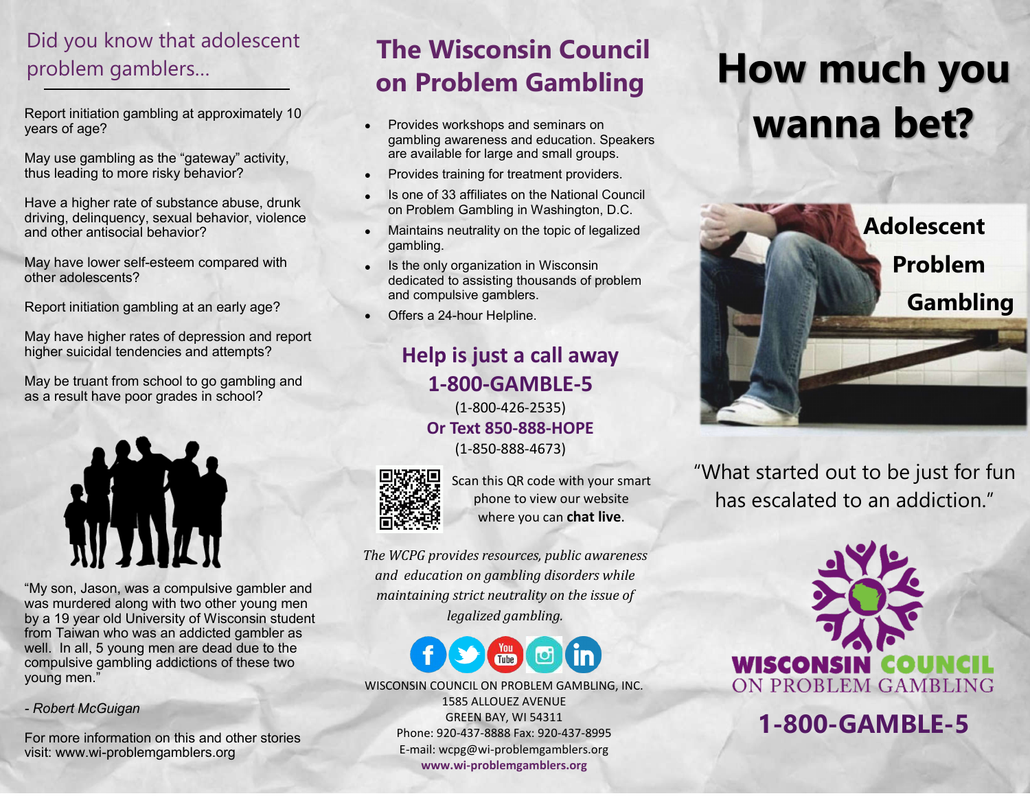## Did you know that adolescent problem gamblers...

Report initiation gambling at approximately 10 years of age?

May use gambling as the "gateway" activity, thus leading to more risky behavior?

Have a higher rate of substance abuse, drunk driving, delinquency, sexual behavior, violence and other antisocial behavior?

May have lower self-esteem compared with other adolescents?

Report initiation gambling at an early age?

May have higher rates of depression and report higher suicidal tendencies and attempts?

May be truant from school to go gambling and as a result have poor grades in school?

"My son, Jason, was a compulsive gambler and was murdered along with two other young men by a 19 year old University of Wisconsin student from Taiwan who was an addicted gambler as well. In all, 5 young men are dead due to the compulsive gambling addictions of these two young men."

*- Robert McGuigan*

For more information on this and other stories visit: www.wi-problemgamblers.org

## The Wisconsin Council on Problem Gambling

- Provides workshops and seminars on gambling awareness and education. Speakers are available for large and small groups.
- Provides training for treatment providers.
- Is one of 33 affiliates on the National Council on Problem Gambling in Washington, D.C.
- Maintains neutrality on the topic of legalized gambling.
- Is the only organization in Wisconsin dedicated to assisting thousands of problem and compulsive gamblers.
- Offers a 24-hour Helpline.

### Help is just a call away

### 1-800-GAMBLE-5

(1-800-426-2535)

**Or Text 850-888-HOPE**

(1-850-888-4673)

Scan this QR code with your smart phone to view our website where you can **chat live**.

*The WCPG provides resources, public awareness and education on gambling disorders while maintaining strict neutrality on the issue of legalized gambling.*

WISCONSIN COUNCIL ON PROBLEM GAMBLING, INC.
1585 ALLOUEZ AVENUE
GREEN BAY, WI 54311
Phone: 920-437-8888 Fax: 920-437-8995
E-mail: wcpg@wi-problemgamblers.org
**www.wi-problemgamblers.org**

# How much you wanna bet?

**Adolescent Problem Gambling**

"What started out to be just for fun has escalated to an addiction."

WISCONSIN COUNCIL ON PROBLEM GAMBLING

## 1-800-GAMBLE-5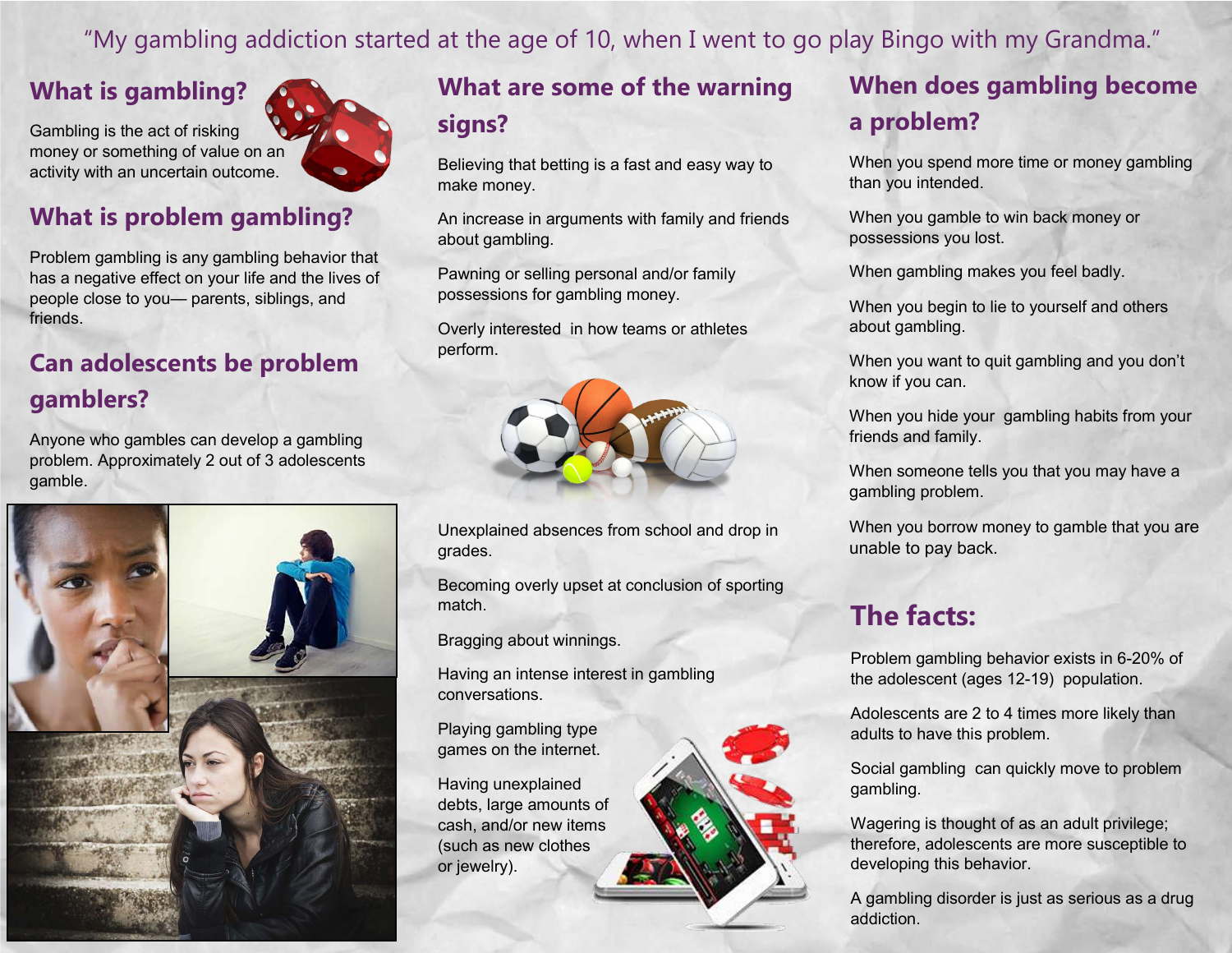"My gambling addiction started at the age of 10, when I went to go play Bingo with my Grandma."

## What is gambling?

Gambling is the act of risking money or something of value on an activity with an uncertain outcome.

## What is problem gambling?

Problem gambling is any gambling behavior that has a negative effect on your life and the lives of people close to you— parents, siblings, and friends.

## Can adolescents be problem gamblers?

Anyone who gambles can develop a gambling problem. Approximately 2 out of 3 adolescents gamble.

## What are some of the warning signs?

Believing that betting is a fast and easy way to make money.

An increase in arguments with family and friends about gambling.

Pawning or selling personal and/or family possessions for gambling money.

Overly interested in how teams or athletes perform.

Unexplained absences from school and drop in grades.

Becoming overly upset at conclusion of sporting match.

Bragging about winnings.

Having an intense interest in gambling conversations.

Playing gambling type games on the internet.

Having unexplained debts, large amounts of cash, and/or new items (such as new clothes or jewelry).

## When does gambling become a problem?

When you spend more time or money gambling than you intended.

When you gamble to win back money or possessions you lost.

When gambling makes you feel badly.

When you begin to lie to yourself and others about gambling.

When you want to quit gambling and you don't know if you can.

When you hide your gambling habits from your friends and family.

When someone tells you that you may have a gambling problem.

When you borrow money to gamble that you are unable to pay back.

## The facts:

Problem gambling behavior exists in 6-20% of the adolescent (ages 12-19) population.

Adolescents are 2 to 4 times more likely than adults to have this problem.

Social gambling can quickly move to problem gambling.

Wagering is thought of as an adult privilege; therefore, adolescents are more susceptible to developing this behavior.

A gambling disorder is just as serious as a drug addiction.